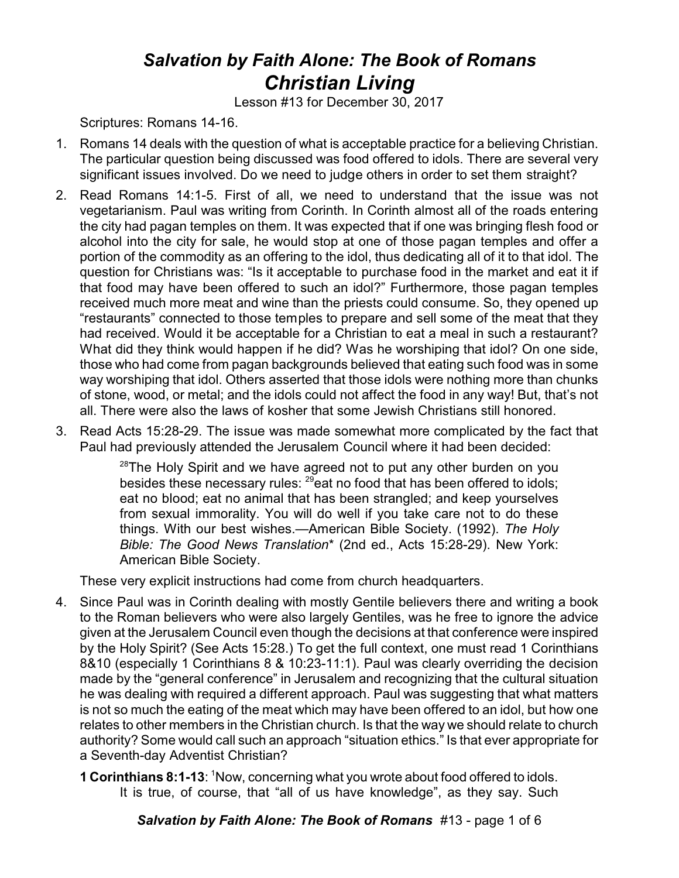# *Salvation by Faith Alone: The Book of Romans*
# *Christian Living*

Lesson #13 for December 30, 2017

Scriptures: Romans 14-16.

1. Romans 14 deals with the question of what is acceptable practice for a believing Christian. The particular question being discussed was food offered to idols. There are several very significant issues involved. Do we need to judge others in order to set them straight?

2. Read Romans 14:1-5. First of all, we need to understand that the issue was not vegetarianism. Paul was writing from Corinth. In Corinth almost all of the roads entering the city had pagan temples on them. It was expected that if one was bringing flesh food or alcohol into the city for sale, he would stop at one of those pagan temples and offer a portion of the commodity as an offering to the idol, thus dedicating all of it to that idol. The question for Christians was: "Is it acceptable to purchase food in the market and eat it if that food may have been offered to such an idol?" Furthermore, those pagan temples received much more meat and wine than the priests could consume. So, they opened up "restaurants" connected to those temples to prepare and sell some of the meat that they had received. Would it be acceptable for a Christian to eat a meal in such a restaurant? What did they think would happen if he did? Was he worshiping that idol? On one side, those who had come from pagan backgrounds believed that eating such food was in some way worshiping that idol. Others asserted that those idols were nothing more than chunks of stone, wood, or metal; and the idols could not affect the food in any way! But, that's not all. There were also the laws of kosher that some Jewish Christians still honored.

3. Read Acts 15:28-29. The issue was made somewhat more complicated by the fact that Paul had previously attended the Jerusalem Council where it had been decided:

   > [28]The Holy Spirit and we have agreed not to put any other burden on you besides these necessary rules: [29]eat no food that has been offered to idols; eat no blood; eat no animal that has been strangled; and keep yourselves from sexual immorality. You will do well if you take care not to do these things. With our best wishes.—American Bible Society. (1992). *The Holy Bible: The Good News Translation*\* (2nd ed., Acts 15:28-29). New York: American Bible Society.

   These very explicit instructions had come from church headquarters.

4. Since Paul was in Corinth dealing with mostly Gentile believers there and writing a book to the Roman believers who were also largely Gentiles, was he free to ignore the advice given at the Jerusalem Council even though the decisions at that conference were inspired by the Holy Spirit? (See Acts 15:28.) To get the full context, one must read 1 Corinthians 8&10 (especially 1 Corinthians 8 & 10:23-11:1). Paul was clearly overriding the decision made by the "general conference" in Jerusalem and recognizing that the cultural situation he was dealing with required a different approach. Paul was suggesting that what matters is not so much the eating of the meat which may have been offered to an idol, but how one relates to other members in the Christian church. Is that the way we should relate to church authority? Some would call such an approach "situation ethics." Is that ever appropriate for a Seventh-day Adventist Christian?

   **1 Corinthians 8:1-13**: [1]Now, concerning what you wrote about food offered to idols. It is true, of course, that "all of us have knowledge", as they say. Such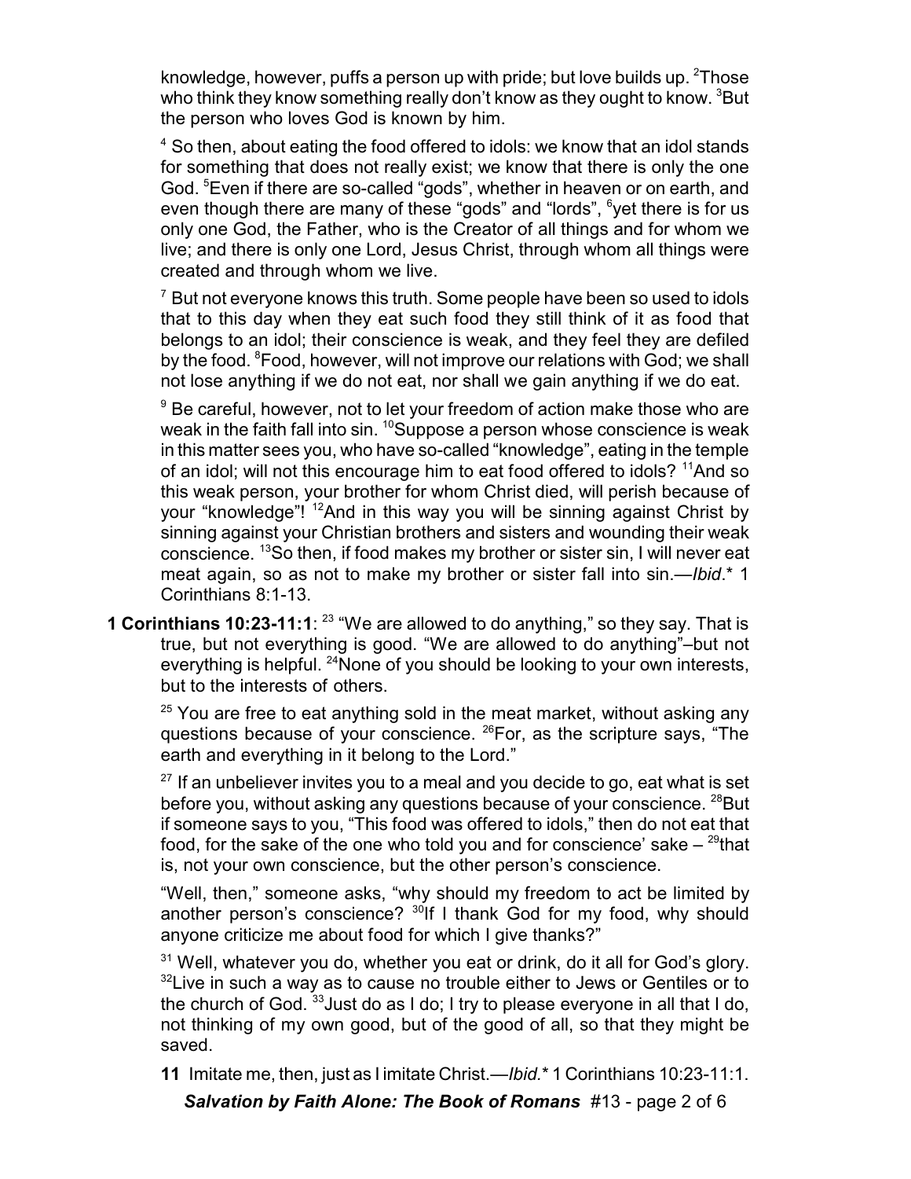knowledge, however, puffs a person up with pride; but love builds up. [2]Those who think they know something really don't know as they ought to know. [3]But the person who loves God is known by him.

[4] So then, about eating the food offered to idols: we know that an idol stands for something that does not really exist; we know that there is only the one God. [5]Even if there are so-called "gods", whether in heaven or on earth, and even though there are many of these "gods" and "lords", [6]yet there is for us only one God, the Father, who is the Creator of all things and for whom we live; and there is only one Lord, Jesus Christ, through whom all things were created and through whom we live.

[7] But not everyone knows this truth. Some people have been so used to idols that to this day when they eat such food they still think of it as food that belongs to an idol; their conscience is weak, and they feel they are defiled by the food. [8]Food, however, will not improve our relations with God; we shall not lose anything if we do not eat, nor shall we gain anything if we do eat.

[9] Be careful, however, not to let your freedom of action make those who are weak in the faith fall into sin. [10]Suppose a person whose conscience is weak in this matter sees you, who have so-called "knowledge", eating in the temple of an idol; will not this encourage him to eat food offered to idols? [11]And so this weak person, your brother for whom Christ died, will perish because of your "knowledge"! [12]And in this way you will be sinning against Christ by sinning against your Christian brothers and sisters and wounding their weak conscience. [13]So then, if food makes my brother or sister sin, I will never eat meat again, so as not to make my brother or sister fall into sin.—*Ibid*.* 1 Corinthians 8:1-13.

**1 Corinthians 10:23-11:1**: [23] "We are allowed to do anything," so they say. That is true, but not everything is good. "We are allowed to do anything"–but not everything is helpful. [24]None of you should be looking to your own interests, but to the interests of others.

[25] You are free to eat anything sold in the meat market, without asking any questions because of your conscience. [26]For, as the scripture says, "The earth and everything in it belong to the Lord."

[27] If an unbeliever invites you to a meal and you decide to go, eat what is set before you, without asking any questions because of your conscience. [28]But if someone says to you, "This food was offered to idols," then do not eat that food, for the sake of the one who told you and for conscience' sake – [29]that is, not your own conscience, but the other person's conscience.

"Well, then," someone asks, "why should my freedom to act be limited by another person's conscience? [30]If I thank God for my food, why should anyone criticize me about food for which I give thanks?"

[31] Well, whatever you do, whether you eat or drink, do it all for God's glory. [32]Live in such a way as to cause no trouble either to Jews or Gentiles or to the church of God. [33]Just do as I do; I try to please everyone in all that I do, not thinking of my own good, but of the good of all, so that they might be saved.

**11** Imitate me, then, just as I imitate Christ.—*Ibid.** 1 Corinthians 10:23-11:1.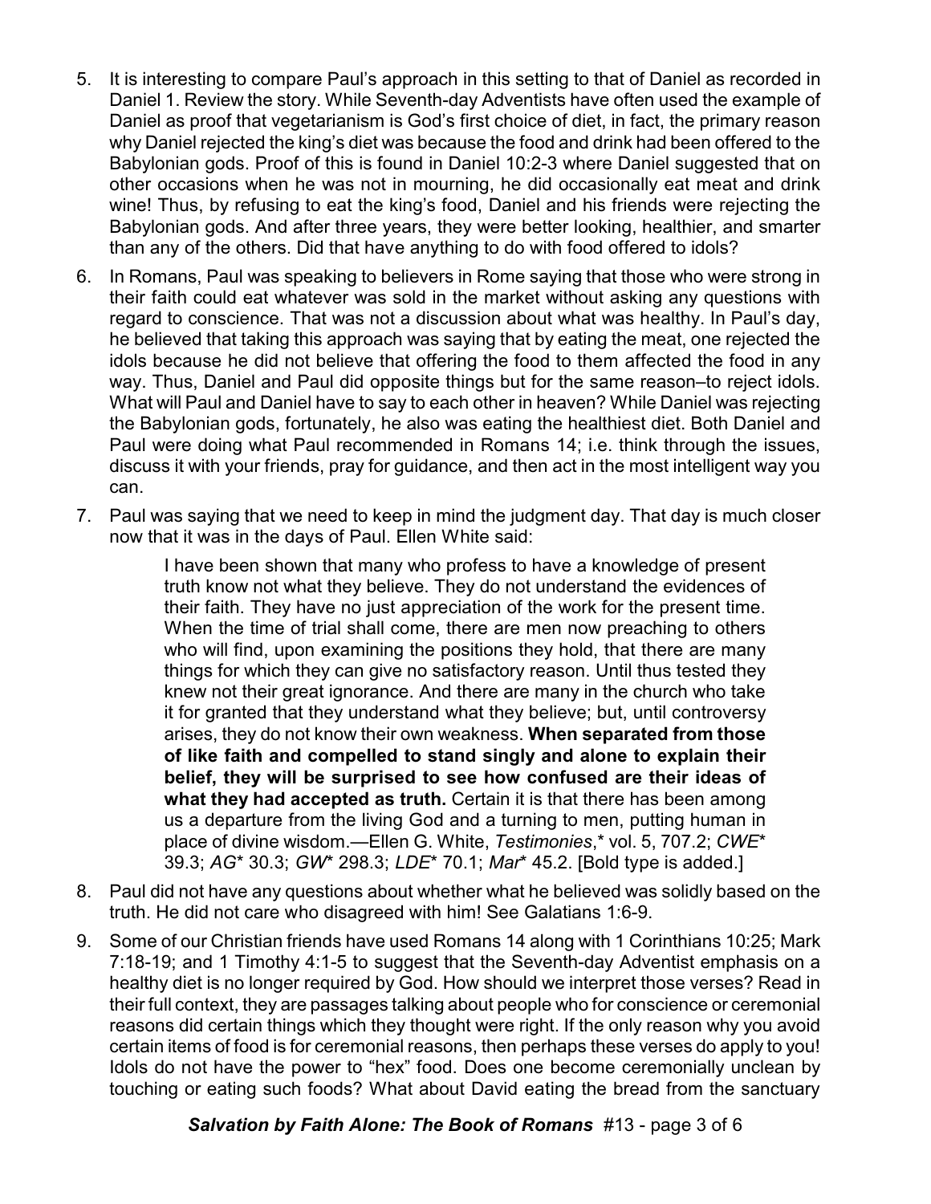5. It is interesting to compare Paul's approach in this setting to that of Daniel as recorded in Daniel 1. Review the story. While Seventh-day Adventists have often used the example of Daniel as proof that vegetarianism is God's first choice of diet, in fact, the primary reason why Daniel rejected the king's diet was because the food and drink had been offered to the Babylonian gods. Proof of this is found in Daniel 10:2-3 where Daniel suggested that on other occasions when he was not in mourning, he did occasionally eat meat and drink wine! Thus, by refusing to eat the king's food, Daniel and his friends were rejecting the Babylonian gods. And after three years, they were better looking, healthier, and smarter than any of the others. Did that have anything to do with food offered to idols?

6. In Romans, Paul was speaking to believers in Rome saying that those who were strong in their faith could eat whatever was sold in the market without asking any questions with regard to conscience. That was not a discussion about what was healthy. In Paul's day, he believed that taking this approach was saying that by eating the meat, one rejected the idols because he did not believe that offering the food to them affected the food in any way. Thus, Daniel and Paul did opposite things but for the same reason–to reject idols. What will Paul and Daniel have to say to each other in heaven? While Daniel was rejecting the Babylonian gods, fortunately, he also was eating the healthiest diet. Both Daniel and Paul were doing what Paul recommended in Romans 14; i.e. think through the issues, discuss it with your friends, pray for guidance, and then act in the most intelligent way you can.

7. Paul was saying that we need to keep in mind the judgment day. That day is much closer now that it was in the days of Paul. Ellen White said:

   > I have been shown that many who profess to have a knowledge of present truth know not what they believe. They do not understand the evidences of their faith. They have no just appreciation of the work for the present time. When the time of trial shall come, there are men now preaching to others who will find, upon examining the positions they hold, that there are many things for which they can give no satisfactory reason. Until thus tested they knew not their great ignorance. And there are many in the church who take it for granted that they understand what they believe; but, until controversy arises, they do not know their own weakness. **When separated from those of like faith and compelled to stand singly and alone to explain their belief, they will be surprised to see how confused are their ideas of what they had accepted as truth.** Certain it is that there has been among us a departure from the living God and a turning to men, putting human in place of divine wisdom.—Ellen G. White, *Testimonies*,* vol. 5, 707.2; *CWE** 39.3; *AG** 30.3; *GW** 298.3; *LDE** 70.1; *Mar** 45.2. [Bold type is added.]

8. Paul did not have any questions about whether what he believed was solidly based on the truth. He did not care who disagreed with him! See Galatians 1:6-9.

9. Some of our Christian friends have used Romans 14 along with 1 Corinthians 10:25; Mark 7:18-19; and 1 Timothy 4:1-5 to suggest that the Seventh-day Adventist emphasis on a healthy diet is no longer required by God. How should we interpret those verses? Read in their full context, they are passages talking about people who for conscience or ceremonial reasons did certain things which they thought were right. If the only reason why you avoid certain items of food is for ceremonial reasons, then perhaps these verses do apply to you! Idols do not have the power to "hex" food. Does one become ceremonially unclean by touching or eating such foods? What about David eating the bread from the sanctuary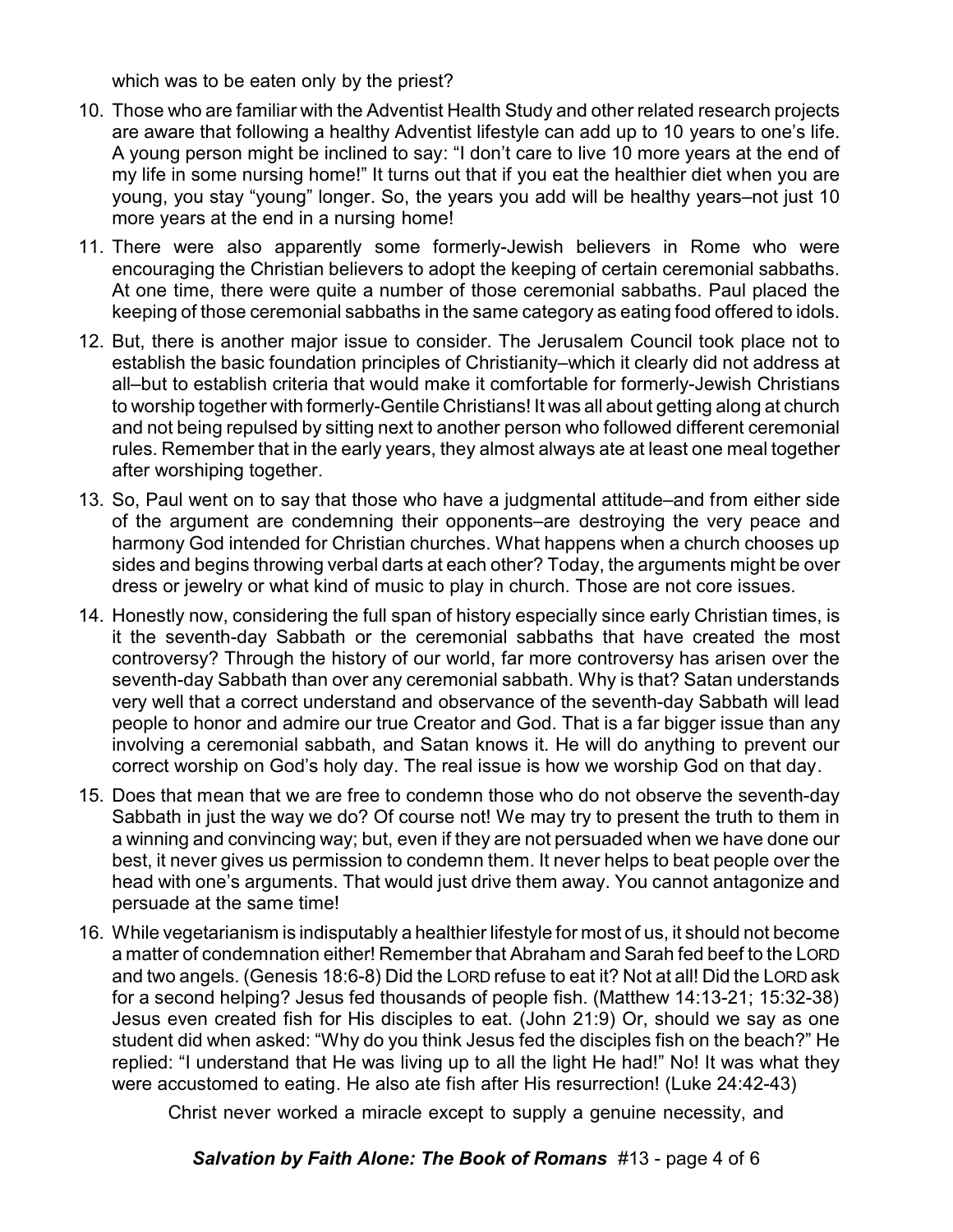which was to be eaten only by the priest?

10. Those who are familiar with the Adventist Health Study and other related research projects are aware that following a healthy Adventist lifestyle can add up to 10 years to one's life. A young person might be inclined to say: "I don't care to live 10 more years at the end of my life in some nursing home!" It turns out that if you eat the healthier diet when you are young, you stay "young" longer. So, the years you add will be healthy years–not just 10 more years at the end in a nursing home!
11. There were also apparently some formerly-Jewish believers in Rome who were encouraging the Christian believers to adopt the keeping of certain ceremonial sabbaths. At one time, there were quite a number of those ceremonial sabbaths. Paul placed the keeping of those ceremonial sabbaths in the same category as eating food offered to idols.
12. But, there is another major issue to consider. The Jerusalem Council took place not to establish the basic foundation principles of Christianity–which it clearly did not address at all–but to establish criteria that would make it comfortable for formerly-Jewish Christians to worship together with formerly-Gentile Christians! It was all about getting along at church and not being repulsed by sitting next to another person who followed different ceremonial rules. Remember that in the early years, they almost always ate at least one meal together after worshiping together.
13. So, Paul went on to say that those who have a judgmental attitude–and from either side of the argument are condemning their opponents–are destroying the very peace and harmony God intended for Christian churches. What happens when a church chooses up sides and begins throwing verbal darts at each other? Today, the arguments might be over dress or jewelry or what kind of music to play in church. Those are not core issues.
14. Honestly now, considering the full span of history especially since early Christian times, is it the seventh-day Sabbath or the ceremonial sabbaths that have created the most controversy? Through the history of our world, far more controversy has arisen over the seventh-day Sabbath than over any ceremonial sabbath. Why is that? Satan understands very well that a correct understand and observance of the seventh-day Sabbath will lead people to honor and admire our true Creator and God. That is a far bigger issue than any involving a ceremonial sabbath, and Satan knows it. He will do anything to prevent our correct worship on God's holy day. The real issue is how we worship God on that day.
15. Does that mean that we are free to condemn those who do not observe the seventh-day Sabbath in just the way we do? Of course not! We may try to present the truth to them in a winning and convincing way; but, even if they are not persuaded when we have done our best, it never gives us permission to condemn them. It never helps to beat people over the head with one's arguments. That would just drive them away. You cannot antagonize and persuade at the same time!
16. While vegetarianism is indisputably a healthier lifestyle for most of us, it should not become a matter of condemnation either! Remember that Abraham and Sarah fed beef to the LORD and two angels. (Genesis 18:6-8) Did the LORD refuse to eat it? Not at all! Did the LORD ask for a second helping? Jesus fed thousands of people fish. (Matthew 14:13-21; 15:32-38) Jesus even created fish for His disciples to eat. (John 21:9) Or, should we say as one student did when asked: "Why do you think Jesus fed the disciples fish on the beach?" He replied: "I understand that He was living up to all the light He had!" No! It was what they were accustomed to eating. He also ate fish after His resurrection! (Luke 24:42-43)

Christ never worked a miracle except to supply a genuine necessity, and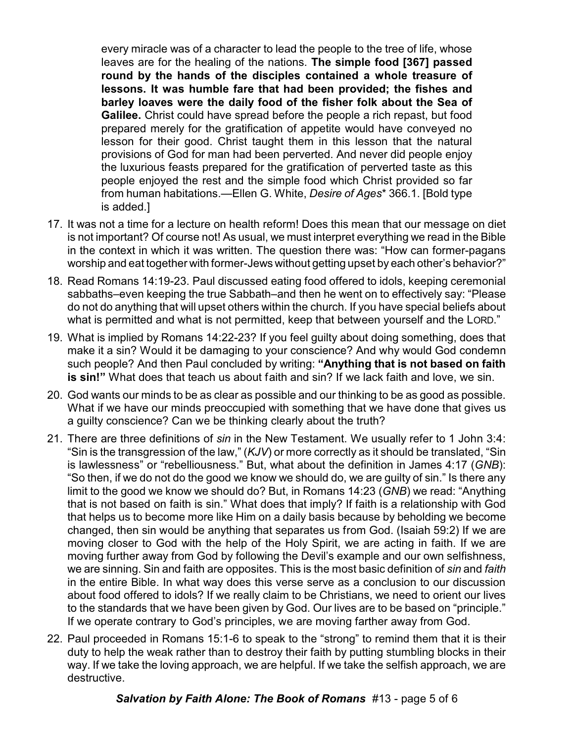every miracle was of a character to lead the people to the tree of life, whose leaves are for the healing of the nations. **The simple food [367] passed round by the hands of the disciples contained a whole treasure of lessons. It was humble fare that had been provided; the fishes and barley loaves were the daily food of the fisher folk about the Sea of Galilee.** Christ could have spread before the people a rich repast, but food prepared merely for the gratification of appetite would have conveyed no lesson for their good. Christ taught them in this lesson that the natural provisions of God for man had been perverted. And never did people enjoy the luxurious feasts prepared for the gratification of perverted taste as this people enjoyed the rest and the simple food which Christ provided so far from human habitations.—Ellen G. White, *Desire of Ages** 366.1. [Bold type is added.]

17. It was not a time for a lecture on health reform! Does this mean that our message on diet is not important? Of course not! As usual, we must interpret everything we read in the Bible in the context in which it was written. The question there was: "How can former-pagans worship and eat together with former-Jews without getting upset by each other's behavior?"

18. Read Romans 14:19-23. Paul discussed eating food offered to idols, keeping ceremonial sabbaths–even keeping the true Sabbath–and then he went on to effectively say: "Please do not do anything that will upset others within the church. If you have special beliefs about what is permitted and what is not permitted, keep that between yourself and the LORD."

19. What is implied by Romans 14:22-23? If you feel guilty about doing something, does that make it a sin? Would it be damaging to your conscience? And why would God condemn such people? And then Paul concluded by writing: **"Anything that is not based on faith is sin!"** What does that teach us about faith and sin? If we lack faith and love, we sin.

20. God wants our minds to be as clear as possible and our thinking to be as good as possible. What if we have our minds preoccupied with something that we have done that gives us a guilty conscience? Can we be thinking clearly about the truth?

21. There are three definitions of *sin* in the New Testament. We usually refer to 1 John 3:4: "Sin is the transgression of the law," (*KJV*) or more correctly as it should be translated, "Sin is lawlessness" or "rebelliousness." But, what about the definition in James 4:17 (*GNB*): "So then, if we do not do the good we know we should do, we are guilty of sin." Is there any limit to the good we know we should do? But, in Romans 14:23 (*GNB*) we read: "Anything that is not based on faith is sin." What does that imply? If faith is a relationship with God that helps us to become more like Him on a daily basis because by beholding we become changed, then sin would be anything that separates us from God. (Isaiah 59:2) If we are moving closer to God with the help of the Holy Spirit, we are acting in faith. If we are moving further away from God by following the Devil's example and our own selfishness, we are sinning. Sin and faith are opposites. This is the most basic definition of *sin* and *faith* in the entire Bible. In what way does this verse serve as a conclusion to our discussion about food offered to idols? If we really claim to be Christians, we need to orient our lives to the standards that we have been given by God. Our lives are to be based on "principle." If we operate contrary to God's principles, we are moving farther away from God.

22. Paul proceeded in Romans 15:1-6 to speak to the "strong" to remind them that it is their duty to help the weak rather than to destroy their faith by putting stumbling blocks in their way. If we take the loving approach, we are helpful. If we take the selfish approach, we are destructive.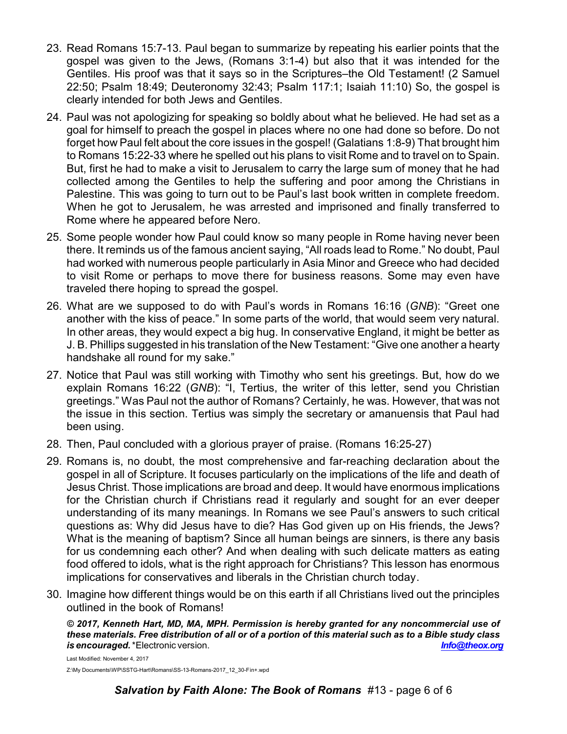23. Read Romans 15:7-13. Paul began to summarize by repeating his earlier points that the gospel was given to the Jews, (Romans 3:1-4) but also that it was intended for the Gentiles. His proof was that it says so in the Scriptures–the Old Testament! (2 Samuel 22:50; Psalm 18:49; Deuteronomy 32:43; Psalm 117:1; Isaiah 11:10) So, the gospel is clearly intended for both Jews and Gentiles.

24. Paul was not apologizing for speaking so boldly about what he believed. He had set as a goal for himself to preach the gospel in places where no one had done so before. Do not forget how Paul felt about the core issues in the gospel! (Galatians 1:8-9) That brought him to Romans 15:22-33 where he spelled out his plans to visit Rome and to travel on to Spain. But, first he had to make a visit to Jerusalem to carry the large sum of money that he had collected among the Gentiles to help the suffering and poor among the Christians in Palestine. This was going to turn out to be Paul's last book written in complete freedom. When he got to Jerusalem, he was arrested and imprisoned and finally transferred to Rome where he appeared before Nero.

25. Some people wonder how Paul could know so many people in Rome having never been there. It reminds us of the famous ancient saying, "All roads lead to Rome." No doubt, Paul had worked with numerous people particularly in Asia Minor and Greece who had decided to visit Rome or perhaps to move there for business reasons. Some may even have traveled there hoping to spread the gospel.

26. What are we supposed to do with Paul's words in Romans 16:16 (*GNB*): "Greet one another with the kiss of peace." In some parts of the world, that would seem very natural. In other areas, they would expect a big hug. In conservative England, it might be better as J. B. Phillips suggested in his translation of the New Testament: "Give one another a hearty handshake all round for my sake."

27. Notice that Paul was still working with Timothy who sent his greetings. But, how do we explain Romans 16:22 (*GNB*): "I, Tertius, the writer of this letter, send you Christian greetings." Was Paul not the author of Romans? Certainly, he was. However, that was not the issue in this section. Tertius was simply the secretary or amanuensis that Paul had been using.

28. Then, Paul concluded with a glorious prayer of praise. (Romans 16:25-27)

29. Romans is, no doubt, the most comprehensive and far-reaching declaration about the gospel in all of Scripture. It focuses particularly on the implications of the life and death of Jesus Christ. Those implications are broad and deep. It would have enormous implications for the Christian church if Christians read it regularly and sought for an ever deeper understanding of its many meanings. In Romans we see Paul's answers to such critical questions as: Why did Jesus have to die? Has God given up on His friends, the Jews? What is the meaning of baptism? Since all human beings are sinners, is there any basis for us condemning each other? And when dealing with such delicate matters as eating food offered to idols, what is the right approach for Christians? This lesson has enormous implications for conservatives and liberals in the Christian church today.

30. Imagine how different things would be on this earth if all Christians lived out the principles outlined in the book of Romans!

***© 2017, Kenneth Hart, MD, MA, MPH. Permission is hereby granted for any noncommercial use of these materials. Free distribution of all or of a portion of this material such as to a Bible study class is encouraged.*** *Electronic version. ***Info@theox.org***

Last Modified: November 4, 2017

Z:\My Documents\WP\SSTG-Hart\Romans\SS-13-Romans-2017_12_30-Fin+.wpd